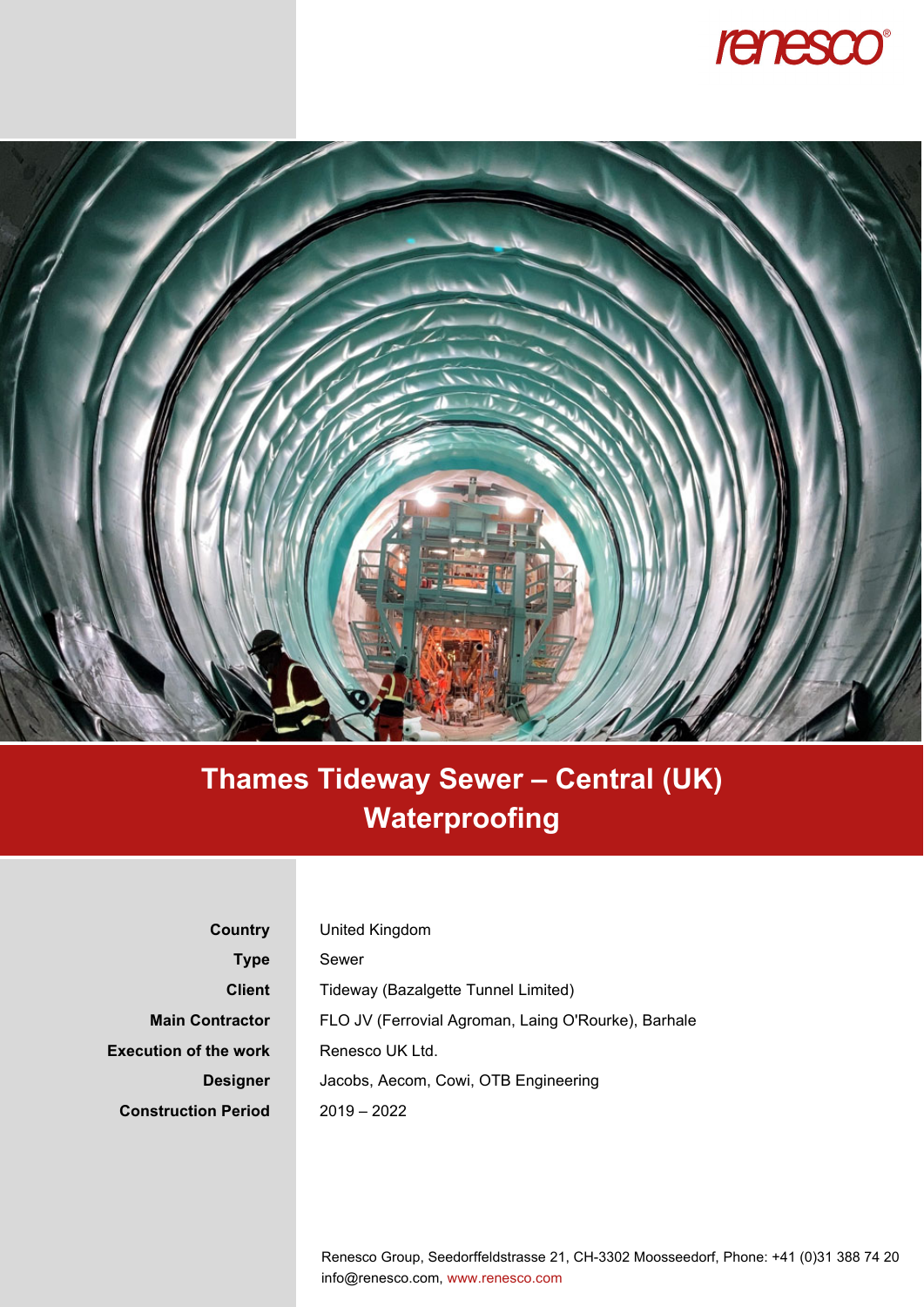renesco®

# Thames Tideway Sewer – Central (UK) Waterproofing

| | |
|---|---|
| **Country** | United Kingdom |
| **Type** | Sewer |
| **Client** | Tideway (Bazalgette Tunnel Limited) |
| **Main Contractor** | FLO JV (Ferrovial Agroman, Laing O'Rourke), Barhale |
| **Execution of the work** | Renesco UK Ltd. |
| **Designer** | Jacobs, Aecom, Cowi, OTB Engineering |
| **Construction Period** | 2019 – 2022 |

Renesco Group, Seedorffeldstrasse 21, CH-3302 Moosseedorf, Phone: +41 (0)31 388 74 20
info@renesco.com, www.renesco.com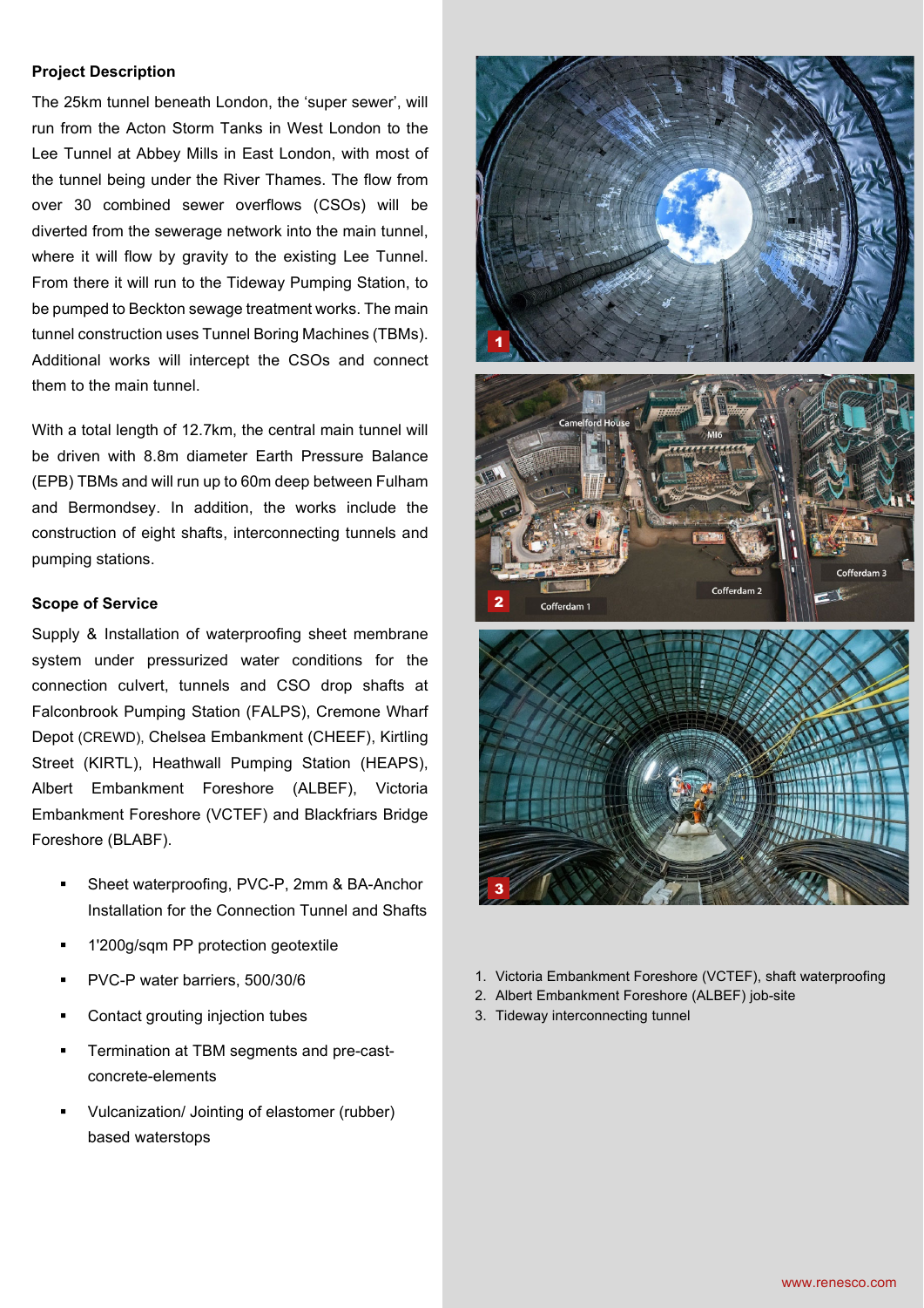## Project Description

The 25km tunnel beneath London, the 'super sewer', will run from the Acton Storm Tanks in West London to the Lee Tunnel at Abbey Mills in East London, with most of the tunnel being under the River Thames. The flow from over 30 combined sewer overflows (CSOs) will be diverted from the sewerage network into the main tunnel, where it will flow by gravity to the existing Lee Tunnel. From there it will run to the Tideway Pumping Station, to be pumped to Beckton sewage treatment works. The main tunnel construction uses Tunnel Boring Machines (TBMs). Additional works will intercept the CSOs and connect them to the main tunnel.

With a total length of 12.7km, the central main tunnel will be driven with 8.8m diameter Earth Pressure Balance (EPB) TBMs and will run up to 60m deep between Fulham and Bermondsey. In addition, the works include the construction of eight shafts, interconnecting tunnels and pumping stations.

## Scope of Service

Supply & Installation of waterproofing sheet membrane system under pressurized water conditions for the connection culvert, tunnels and CSO drop shafts at Falconbrook Pumping Station (FALPS), Cremone Wharf Depot (CREWD), Chelsea Embankment (CHEEF), Kirtling Street (KIRTL), Heathwall Pumping Station (HEAPS), Albert Embankment Foreshore (ALBEF), Victoria Embankment Foreshore (VCTEF) and Blackfriars Bridge Foreshore (BLABF).

- Sheet waterproofing, PVC-P, 2mm & BA-Anchor Installation for the Connection Tunnel and Shafts
- 1'200g/sqm PP protection geotextile
- PVC-P water barriers, 500/30/6
- Contact grouting injection tubes
- Termination at TBM segments and pre-cast-concrete-elements
- Vulcanization/ Jointing of elastomer (rubber) based waterstops

1. Victoria Embankment Foreshore (VCTEF), shaft waterproofing
2. Albert Embankment Foreshore (ALBEF) job-site
3. Tideway interconnecting tunnel

www.renesco.com